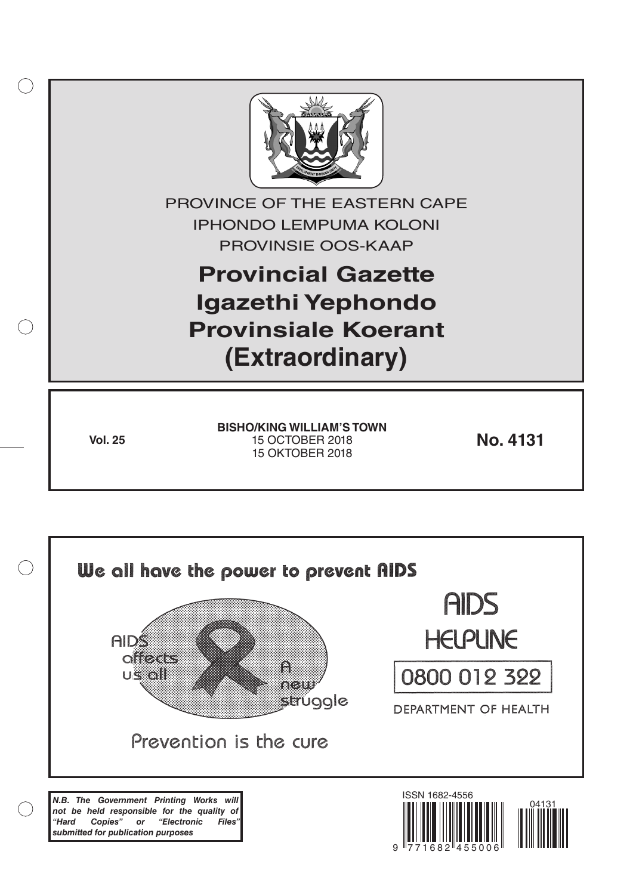PROVINCE OF THE EASTERN CAPE

IPHONDO LEMPUMA KOLONI

PROVINSIE OOS-KAAP

# Provincial Gazette
# Igazethi Yephondo
# Provinsiale Koerant
# (Extraordinary)

**Vol. 25**

**BISHO/KING WILLIAM'S TOWN**
15 OCTOBER 2018
15 OKTOBER 2018

**No. 4131**

We all have the power to prevent AIDS

AIDS affects us all

A new struggle

Prevention is the cure

AIDS HELPLINE

0800 012 322

DEPARTMENT OF HEALTH

***N.B. The Government Printing Works will not be held responsible for the quality of "Hard Copies" or "Electronic Files" submitted for publication purposes***

ISSN 1682-4556

04131

9 771682 455006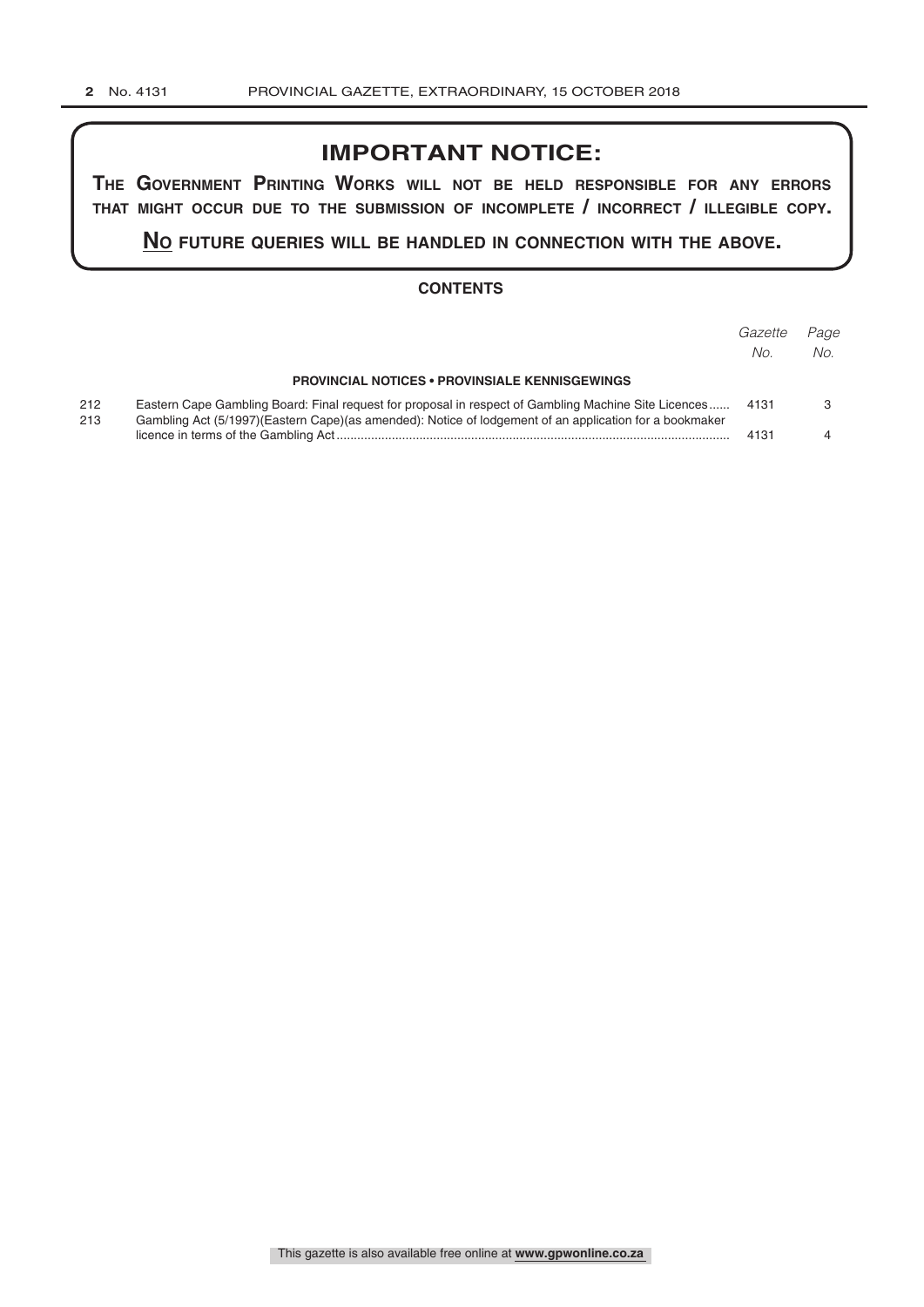## IMPORTANT NOTICE:

**The Government Printing Works will not be held responsible for any errors that might occur due to the submission of incomplete / incorrect / illegible copy.**

**No future queries will be handled in connection with the above.**

### CONTENTS

| | | *Gazette No.* | *Page No.* |
|---|---|---|---|
| | **PROVINCIAL NOTICES • PROVINSIALE KENNISGEWINGS** | | |
| 212 | Eastern Cape Gambling Board: Final request for proposal in respect of Gambling Machine Site Licences | 4131 | 3 |
| 213 | Gambling Act (5/1997)(Eastern Cape)(as amended): Notice of lodgement of an application for a bookmaker licence in terms of the Gambling Act | 4131 | 4 |

This gazette is also available free online at **www.gpwonline.co.za**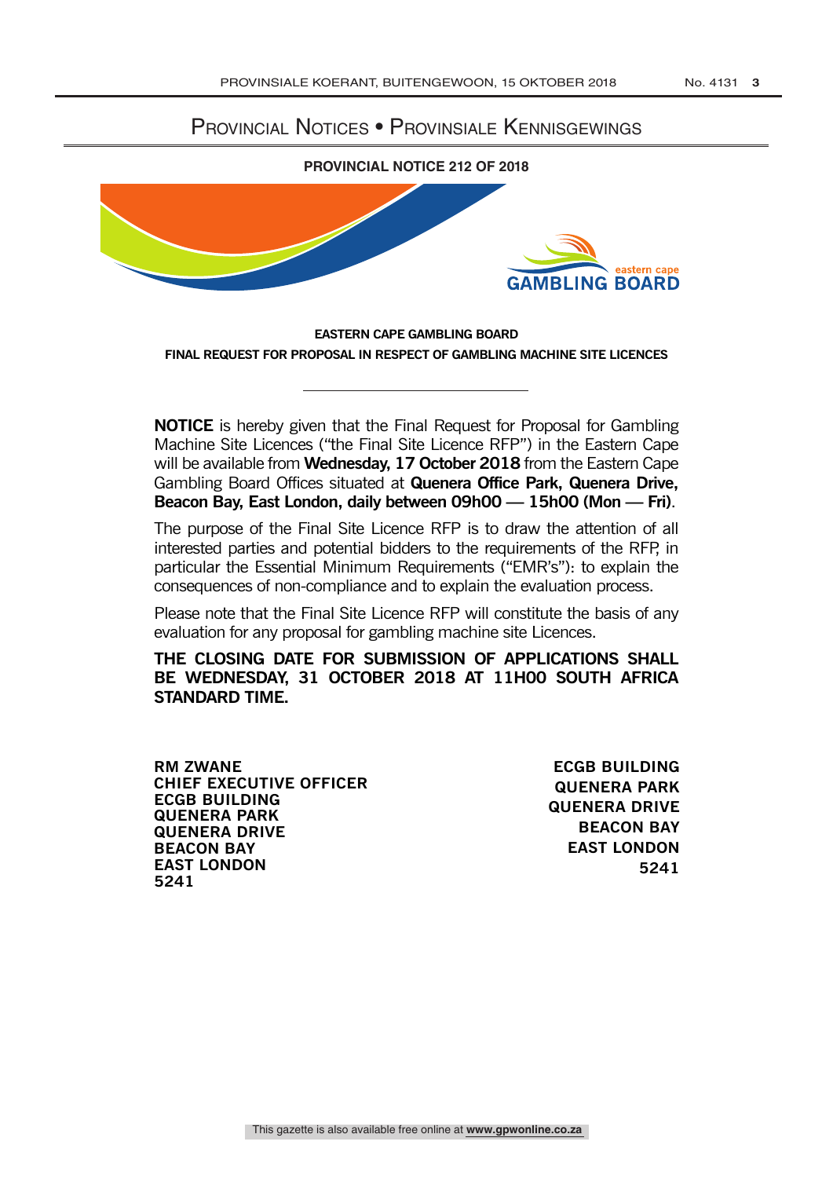# Provincial Notices • Provinsiale Kennisgewings

**PROVINCIAL NOTICE 212 OF 2018**

eastern cape
GAMBLING BOARD

**EASTERN CAPE GAMBLING BOARD**

**FINAL REQUEST FOR PROPOSAL IN RESPECT OF GAMBLING MACHINE SITE LICENCES**

---

**NOTICE** is hereby given that the Final Request for Proposal for Gambling Machine Site Licences ("the Final Site Licence RFP") in the Eastern Cape will be available from **Wednesday, 17 October 2018** from the Eastern Cape Gambling Board Offices situated at **Quenera Office Park, Quenera Drive, Beacon Bay, East London, daily between 09h00 — 15h00 (Mon — Fri)**.

The purpose of the Final Site Licence RFP is to draw the attention of all interested parties and potential bidders to the requirements of the RFP, in particular the Essential Minimum Requirements ("EMR's"): to explain the consequences of non-compliance and to explain the evaluation process.

Please note that the Final Site Licence RFP will constitute the basis of any evaluation for any proposal for gambling machine site Licences.

**THE CLOSING DATE FOR SUBMISSION OF APPLICATIONS SHALL BE WEDNESDAY, 31 OCTOBER 2018 AT 11H00 SOUTH AFRICA STANDARD TIME.**

**RM ZWANE**
**CHIEF EXECUTIVE OFFICER**
**ECGB BUILDING**
**QUENERA PARK**
**QUENERA DRIVE**
**BEACON BAY**
**EAST LONDON**
**5241**

**ECGB BUILDING**
**QUENERA PARK**
**QUENERA DRIVE**
**BEACON BAY**
**EAST LONDON**
**5241**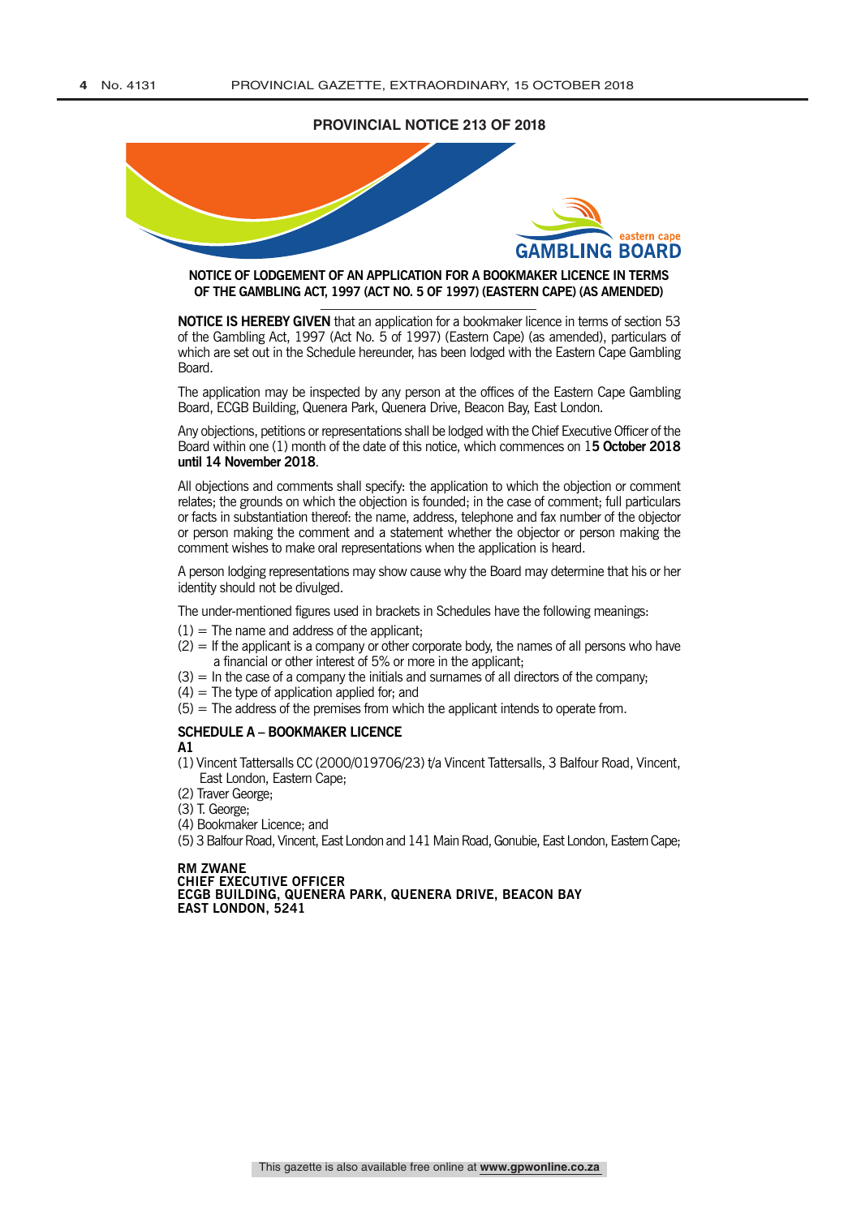## PROVINCIAL NOTICE 213 OF 2018

eastern cape
GAMBLING BOARD

### NOTICE OF LODGEMENT OF AN APPLICATION FOR A BOOKMAKER LICENCE IN TERMS OF THE GAMBLING ACT, 1997 (ACT NO. 5 OF 1997) (EASTERN CAPE) (AS AMENDED)

**NOTICE IS HEREBY GIVEN** that an application for a bookmaker licence in terms of section 53 of the Gambling Act, 1997 (Act No. 5 of 1997) (Eastern Cape) (as amended), particulars of which are set out in the Schedule hereunder, has been lodged with the Eastern Cape Gambling Board.

The application may be inspected by any person at the offices of the Eastern Cape Gambling Board, ECGB Building, Quenera Park, Quenera Drive, Beacon Bay, East London.

Any objections, petitions or representations shall be lodged with the Chief Executive Officer of the Board within one (1) month of the date of this notice, which commences on 1**5 October 2018 until 14 November 2018**.

All objections and comments shall specify: the application to which the objection or comment relates; the grounds on which the objection is founded; in the case of comment; full particulars or facts in substantiation thereof: the name, address, telephone and fax number of the objector or person making the comment and a statement whether the objector or person making the comment wishes to make oral representations when the application is heard.

A person lodging representations may show cause why the Board may determine that his or her identity should not be divulged.

The under-mentioned figures used in brackets in Schedules have the following meanings:

(1) = The name and address of the applicant;
(2) = If the applicant is a company or other corporate body, the names of all persons who have a financial or other interest of 5% or more in the applicant;
(3) = In the case of a company the initials and surnames of all directors of the company;
(4) = The type of application applied for; and
(5) = The address of the premises from which the applicant intends to operate from.

**SCHEDULE A – BOOKMAKER LICENCE**

**A1**

(1) Vincent Tattersalls CC (2000/019706/23) t/a Vincent Tattersalls, 3 Balfour Road, Vincent, East London, Eastern Cape;
(2) Traver George;
(3) T. George;
(4) Bookmaker Licence; and
(5) 3 Balfour Road, Vincent, East London and 141 Main Road, Gonubie, East London, Eastern Cape;

**RM ZWANE**
**CHIEF EXECUTIVE OFFICER**
**ECGB BUILDING, QUENERA PARK, QUENERA DRIVE, BEACON BAY**
**EAST LONDON, 5241**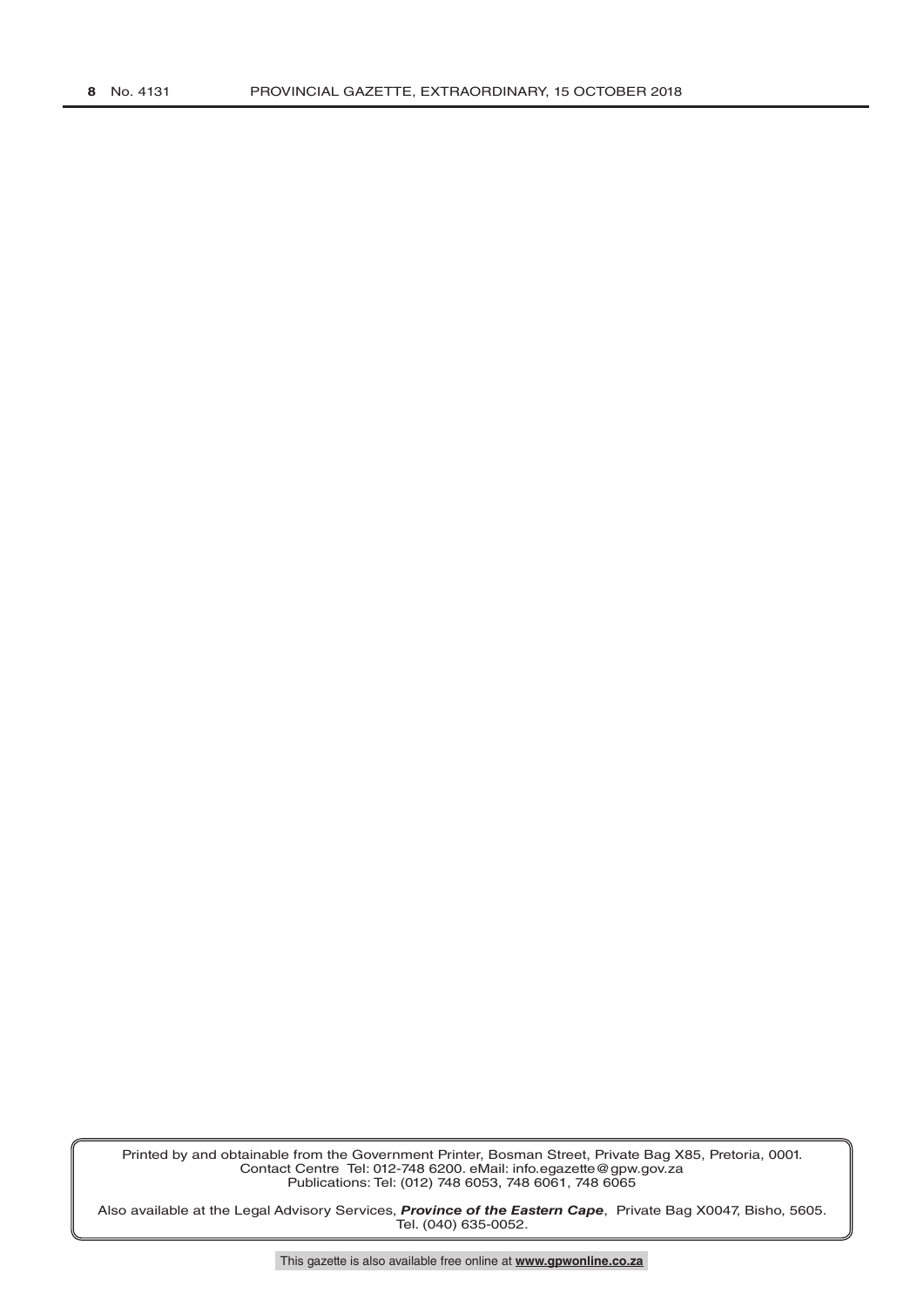Printed by and obtainable from the Government Printer, Bosman Street, Private Bag X85, Pretoria, 0001.
Contact Centre Tel: 012-748 6200. eMail: info.egazette@gpw.gov.za
Publications: Tel: (012) 748 6053, 748 6061, 748 6065

Also available at the Legal Advisory Services, ***Province of the Eastern Cape***, Private Bag X0047, Bisho, 5605.
Tel. (040) 635-0052.